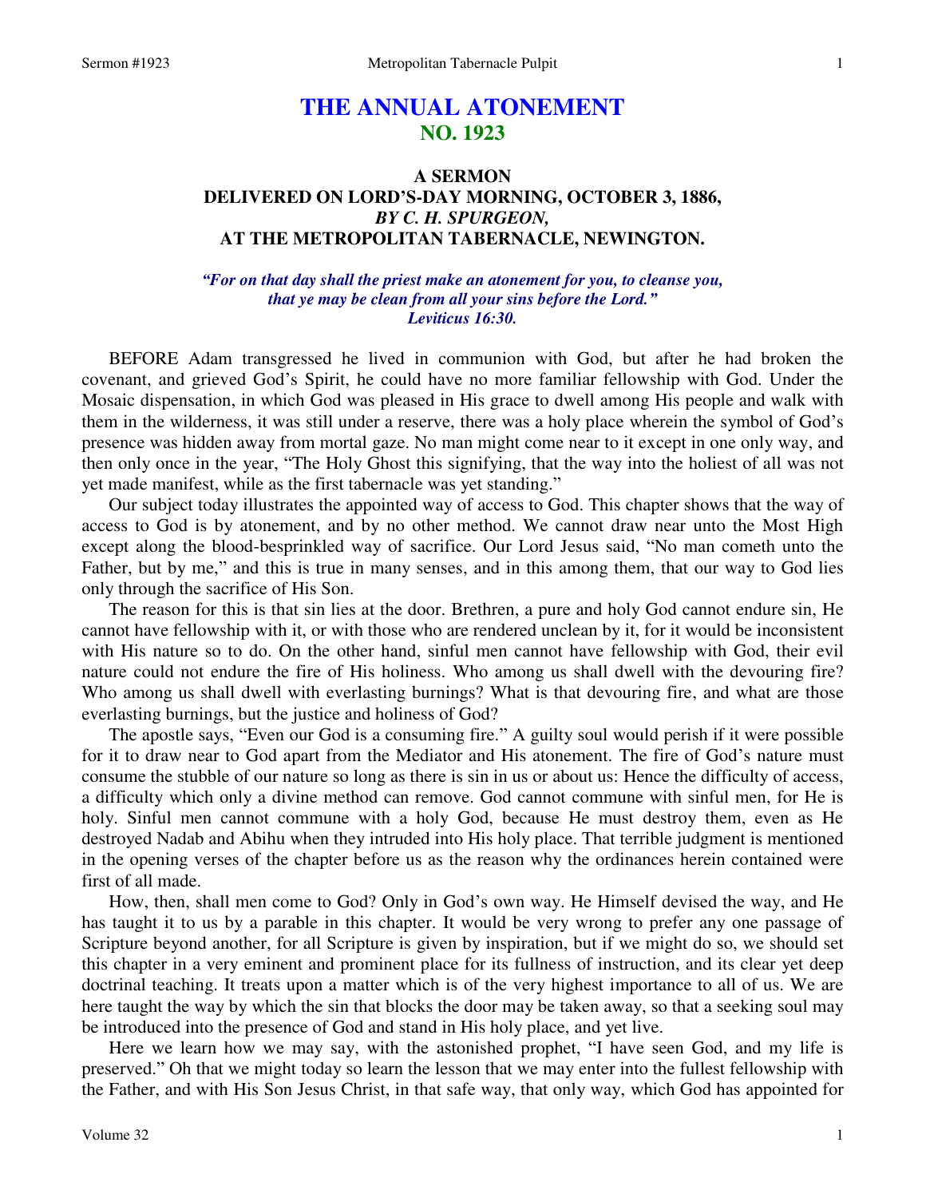# THE ANNUAL ATONEMENT
## NO. 1923

### A SERMON
### DELIVERED ON LORD'S-DAY MORNING, OCTOBER 3, 1886,
### *BY C. H. SPURGEON,*
### AT THE METROPOLITAN TABERNACLE, NEWINGTON.

*"For on that day shall the priest make an atonement for you, to cleanse you, that ye may be clean from all your sins before the Lord."*
*Leviticus 16:30.*

BEFORE Adam transgressed he lived in communion with God, but after he had broken the covenant, and grieved God's Spirit, he could have no more familiar fellowship with God. Under the Mosaic dispensation, in which God was pleased in His grace to dwell among His people and walk with them in the wilderness, it was still under a reserve, there was a holy place wherein the symbol of God's presence was hidden away from mortal gaze. No man might come near to it except in one only way, and then only once in the year, "The Holy Ghost this signifying, that the way into the holiest of all was not yet made manifest, while as the first tabernacle was yet standing."

Our subject today illustrates the appointed way of access to God. This chapter shows that the way of access to God is by atonement, and by no other method. We cannot draw near unto the Most High except along the blood-besprinkled way of sacrifice. Our Lord Jesus said, "No man cometh unto the Father, but by me," and this is true in many senses, and in this among them, that our way to God lies only through the sacrifice of His Son.

The reason for this is that sin lies at the door. Brethren, a pure and holy God cannot endure sin, He cannot have fellowship with it, or with those who are rendered unclean by it, for it would be inconsistent with His nature so to do. On the other hand, sinful men cannot have fellowship with God, their evil nature could not endure the fire of His holiness. Who among us shall dwell with the devouring fire? Who among us shall dwell with everlasting burnings? What is that devouring fire, and what are those everlasting burnings, but the justice and holiness of God?

The apostle says, "Even our God is a consuming fire." A guilty soul would perish if it were possible for it to draw near to God apart from the Mediator and His atonement. The fire of God's nature must consume the stubble of our nature so long as there is sin in us or about us: Hence the difficulty of access, a difficulty which only a divine method can remove. God cannot commune with sinful men, for He is holy. Sinful men cannot commune with a holy God, because He must destroy them, even as He destroyed Nadab and Abihu when they intruded into His holy place. That terrible judgment is mentioned in the opening verses of the chapter before us as the reason why the ordinances herein contained were first of all made.

How, then, shall men come to God? Only in God's own way. He Himself devised the way, and He has taught it to us by a parable in this chapter. It would be very wrong to prefer any one passage of Scripture beyond another, for all Scripture is given by inspiration, but if we might do so, we should set this chapter in a very eminent and prominent place for its fullness of instruction, and its clear yet deep doctrinal teaching. It treats upon a matter which is of the very highest importance to all of us. We are here taught the way by which the sin that blocks the door may be taken away, so that a seeking soul may be introduced into the presence of God and stand in His holy place, and yet live.

Here we learn how we may say, with the astonished prophet, "I have seen God, and my life is preserved." Oh that we might today so learn the lesson that we may enter into the fullest fellowship with the Father, and with His Son Jesus Christ, in that safe way, that only way, which God has appointed for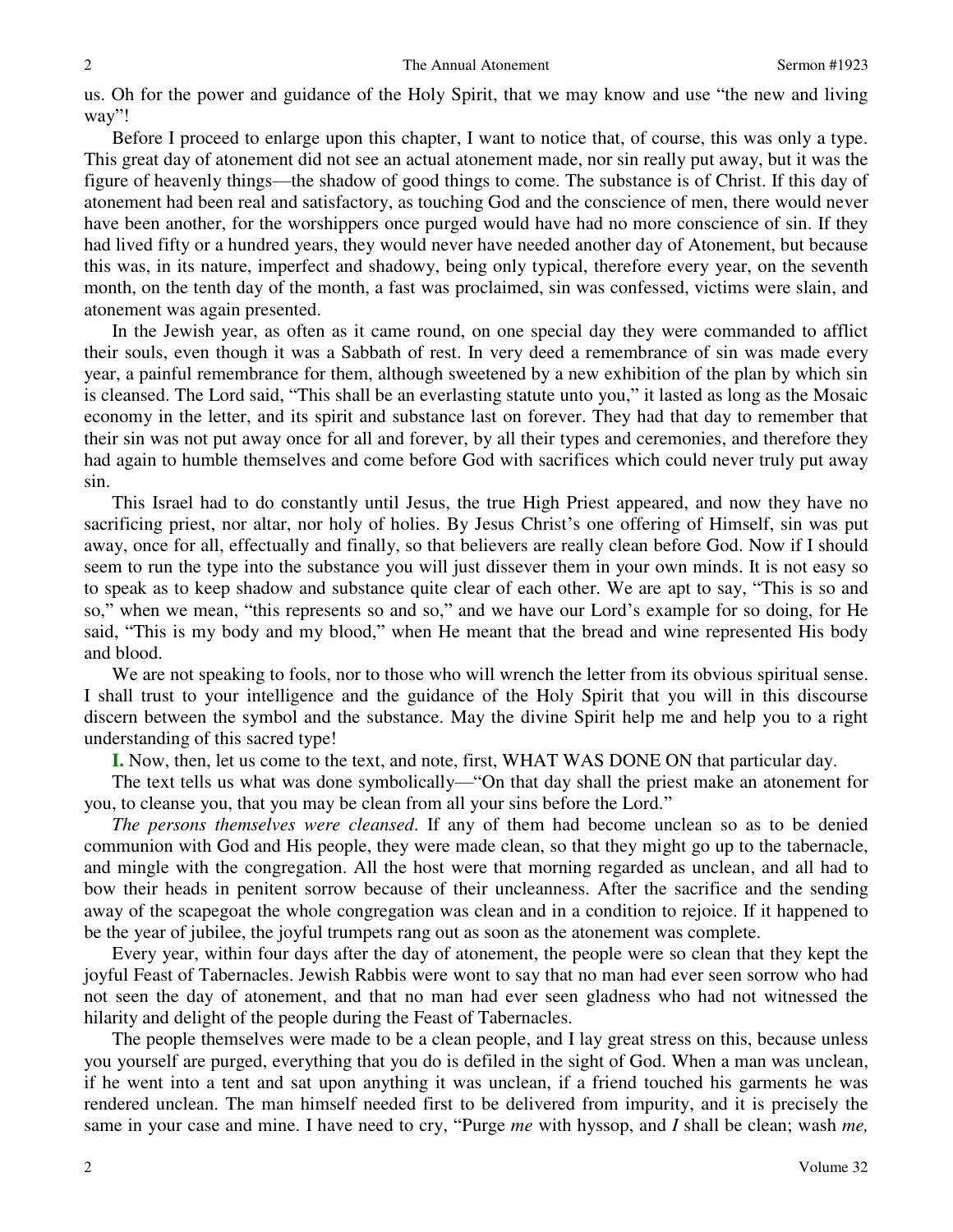us. Oh for the power and guidance of the Holy Spirit, that we may know and use "the new and living way"!

Before I proceed to enlarge upon this chapter, I want to notice that, of course, this was only a type. This great day of atonement did not see an actual atonement made, nor sin really put away, but it was the figure of heavenly things—the shadow of good things to come. The substance is of Christ. If this day of atonement had been real and satisfactory, as touching God and the conscience of men, there would never have been another, for the worshippers once purged would have had no more conscience of sin. If they had lived fifty or a hundred years, they would never have needed another day of Atonement, but because this was, in its nature, imperfect and shadowy, being only typical, therefore every year, on the seventh month, on the tenth day of the month, a fast was proclaimed, sin was confessed, victims were slain, and atonement was again presented.

In the Jewish year, as often as it came round, on one special day they were commanded to afflict their souls, even though it was a Sabbath of rest. In very deed a remembrance of sin was made every year, a painful remembrance for them, although sweetened by a new exhibition of the plan by which sin is cleansed. The Lord said, "This shall be an everlasting statute unto you," it lasted as long as the Mosaic economy in the letter, and its spirit and substance last on forever. They had that day to remember that their sin was not put away once for all and forever, by all their types and ceremonies, and therefore they had again to humble themselves and come before God with sacrifices which could never truly put away sin.

This Israel had to do constantly until Jesus, the true High Priest appeared, and now they have no sacrificing priest, nor altar, nor holy of holies. By Jesus Christ's one offering of Himself, sin was put away, once for all, effectually and finally, so that believers are really clean before God. Now if I should seem to run the type into the substance you will just dissever them in your own minds. It is not easy so to speak as to keep shadow and substance quite clear of each other. We are apt to say, "This is so and so," when we mean, "this represents so and so," and we have our Lord's example for so doing, for He said, "This is my body and my blood," when He meant that the bread and wine represented His body and blood.

We are not speaking to fools, nor to those who will wrench the letter from its obvious spiritual sense. I shall trust to your intelligence and the guidance of the Holy Spirit that you will in this discourse discern between the symbol and the substance. May the divine Spirit help me and help you to a right understanding of this sacred type!

**I.** Now, then, let us come to the text, and note, first, WHAT WAS DONE ON that particular day.

The text tells us what was done symbolically—"On that day shall the priest make an atonement for you, to cleanse you, that you may be clean from all your sins before the Lord."

*The persons themselves were cleansed*. If any of them had become unclean so as to be denied communion with God and His people, they were made clean, so that they might go up to the tabernacle, and mingle with the congregation. All the host were that morning regarded as unclean, and all had to bow their heads in penitent sorrow because of their uncleanness. After the sacrifice and the sending away of the scapegoat the whole congregation was clean and in a condition to rejoice. If it happened to be the year of jubilee, the joyful trumpets rang out as soon as the atonement was complete.

Every year, within four days after the day of atonement, the people were so clean that they kept the joyful Feast of Tabernacles. Jewish Rabbis were wont to say that no man had ever seen sorrow who had not seen the day of atonement, and that no man had ever seen gladness who had not witnessed the hilarity and delight of the people during the Feast of Tabernacles.

The people themselves were made to be a clean people, and I lay great stress on this, because unless you yourself are purged, everything that you do is defiled in the sight of God. When a man was unclean, if he went into a tent and sat upon anything it was unclean, if a friend touched his garments he was rendered unclean. The man himself needed first to be delivered from impurity, and it is precisely the same in your case and mine. I have need to cry, "Purge *me* with hyssop, and *I* shall be clean; wash *me,*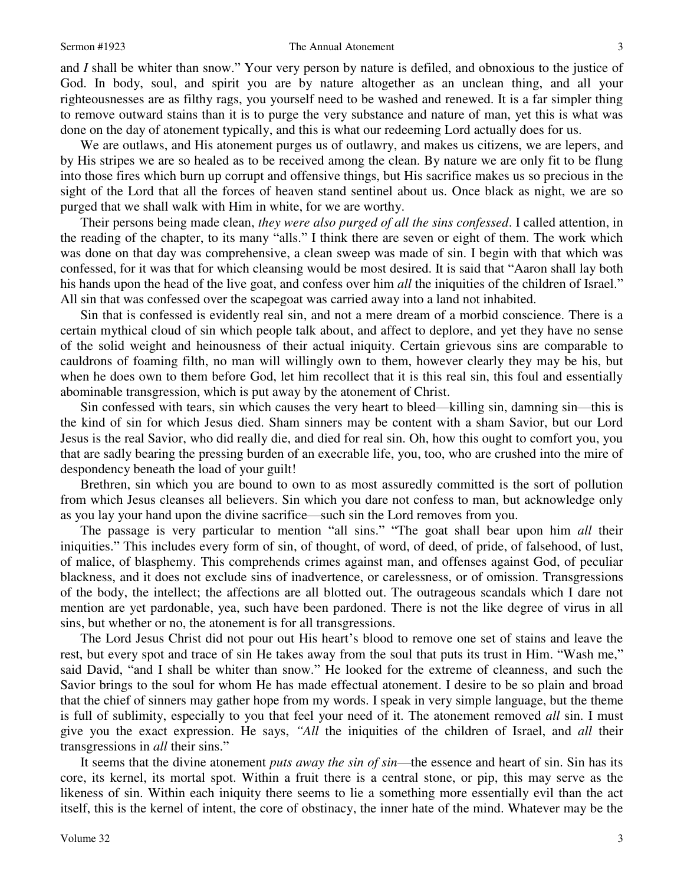and *I* shall be whiter than snow." Your very person by nature is defiled, and obnoxious to the justice of God. In body, soul, and spirit you are by nature altogether as an unclean thing, and all your righteousnesses are as filthy rags, you yourself need to be washed and renewed. It is a far simpler thing to remove outward stains than it is to purge the very substance and nature of man, yet this is what was done on the day of atonement typically, and this is what our redeeming Lord actually does for us.

We are outlaws, and His atonement purges us of outlawry, and makes us citizens, we are lepers, and by His stripes we are so healed as to be received among the clean. By nature we are only fit to be flung into those fires which burn up corrupt and offensive things, but His sacrifice makes us so precious in the sight of the Lord that all the forces of heaven stand sentinel about us. Once black as night, we are so purged that we shall walk with Him in white, for we are worthy.

Their persons being made clean, *they were also purged of all the sins confessed*. I called attention, in the reading of the chapter, to its many "alls." I think there are seven or eight of them. The work which was done on that day was comprehensive, a clean sweep was made of sin. I begin with that which was confessed, for it was that for which cleansing would be most desired. It is said that "Aaron shall lay both his hands upon the head of the live goat, and confess over him *all* the iniquities of the children of Israel." All sin that was confessed over the scapegoat was carried away into a land not inhabited.

Sin that is confessed is evidently real sin, and not a mere dream of a morbid conscience. There is a certain mythical cloud of sin which people talk about, and affect to deplore, and yet they have no sense of the solid weight and heinousness of their actual iniquity. Certain grievous sins are comparable to cauldrons of foaming filth, no man will willingly own to them, however clearly they may be his, but when he does own to them before God, let him recollect that it is this real sin, this foul and essentially abominable transgression, which is put away by the atonement of Christ.

Sin confessed with tears, sin which causes the very heart to bleed—killing sin, damning sin—this is the kind of sin for which Jesus died. Sham sinners may be content with a sham Savior, but our Lord Jesus is the real Savior, who did really die, and died for real sin. Oh, how this ought to comfort you, you that are sadly bearing the pressing burden of an execrable life, you, too, who are crushed into the mire of despondency beneath the load of your guilt!

Brethren, sin which you are bound to own to as most assuredly committed is the sort of pollution from which Jesus cleanses all believers. Sin which you dare not confess to man, but acknowledge only as you lay your hand upon the divine sacrifice—such sin the Lord removes from you.

The passage is very particular to mention "all sins." "The goat shall bear upon him *all* their iniquities." This includes every form of sin, of thought, of word, of deed, of pride, of falsehood, of lust, of malice, of blasphemy. This comprehends crimes against man, and offenses against God, of peculiar blackness, and it does not exclude sins of inadvertence, or carelessness, or of omission. Transgressions of the body, the intellect; the affections are all blotted out. The outrageous scandals which I dare not mention are yet pardonable, yea, such have been pardoned. There is not the like degree of virus in all sins, but whether or no, the atonement is for all transgressions.

The Lord Jesus Christ did not pour out His heart's blood to remove one set of stains and leave the rest, but every spot and trace of sin He takes away from the soul that puts its trust in Him. "Wash me," said David, "and I shall be whiter than snow." He looked for the extreme of cleanness, and such the Savior brings to the soul for whom He has made effectual atonement. I desire to be so plain and broad that the chief of sinners may gather hope from my words. I speak in very simple language, but the theme is full of sublimity, especially to you that feel your need of it. The atonement removed *all* sin. I must give you the exact expression. He says, *"All* the iniquities of the children of Israel, and *all* their transgressions in *all* their sins."

It seems that the divine atonement *puts away the sin of sin*—the essence and heart of sin. Sin has its core, its kernel, its mortal spot. Within a fruit there is a central stone, or pip, this may serve as the likeness of sin. Within each iniquity there seems to lie a something more essentially evil than the act itself, this is the kernel of intent, the core of obstinacy, the inner hate of the mind. Whatever may be the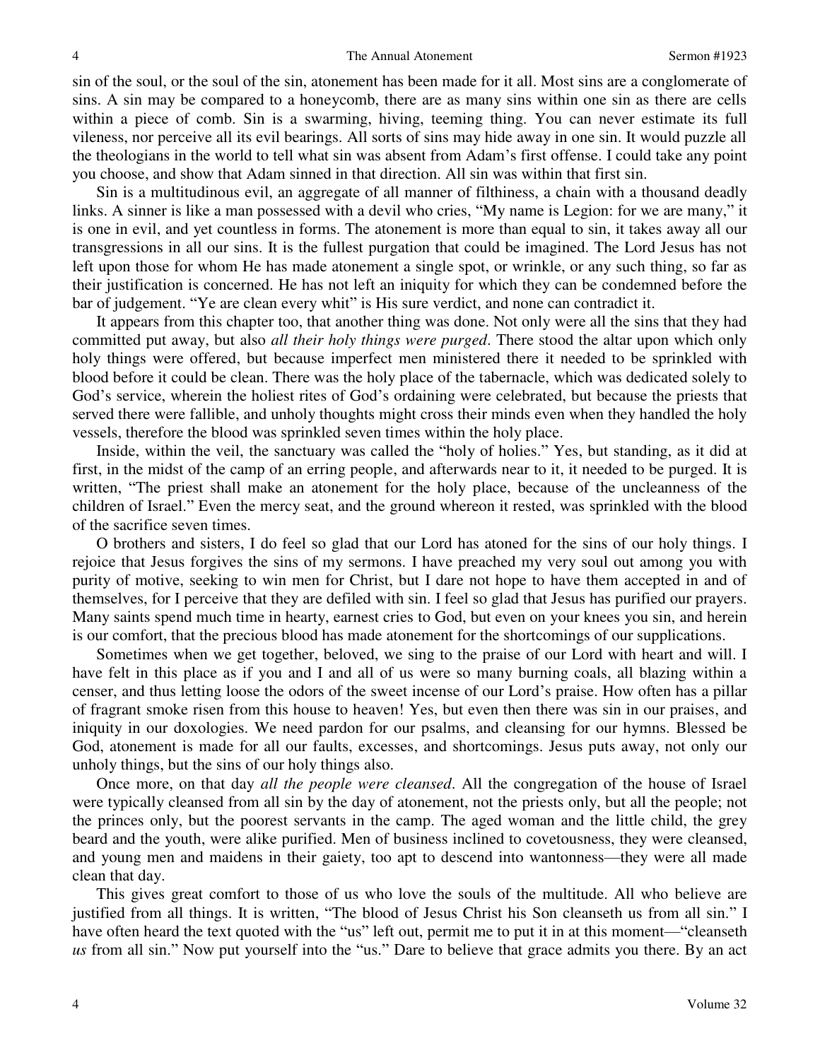sin of the soul, or the soul of the sin, atonement has been made for it all. Most sins are a conglomerate of sins. A sin may be compared to a honeycomb, there are as many sins within one sin as there are cells within a piece of comb. Sin is a swarming, hiving, teeming thing. You can never estimate its full vileness, nor perceive all its evil bearings. All sorts of sins may hide away in one sin. It would puzzle all the theologians in the world to tell what sin was absent from Adam's first offense. I could take any point you choose, and show that Adam sinned in that direction. All sin was within that first sin.

Sin is a multitudinous evil, an aggregate of all manner of filthiness, a chain with a thousand deadly links. A sinner is like a man possessed with a devil who cries, "My name is Legion: for we are many," it is one in evil, and yet countless in forms. The atonement is more than equal to sin, it takes away all our transgressions in all our sins. It is the fullest purgation that could be imagined. The Lord Jesus has not left upon those for whom He has made atonement a single spot, or wrinkle, or any such thing, so far as their justification is concerned. He has not left an iniquity for which they can be condemned before the bar of judgement. "Ye are clean every whit" is His sure verdict, and none can contradict it.

It appears from this chapter too, that another thing was done. Not only were all the sins that they had committed put away, but also *all their holy things were purged*. There stood the altar upon which only holy things were offered, but because imperfect men ministered there it needed to be sprinkled with blood before it could be clean. There was the holy place of the tabernacle, which was dedicated solely to God's service, wherein the holiest rites of God's ordaining were celebrated, but because the priests that served there were fallible, and unholy thoughts might cross their minds even when they handled the holy vessels, therefore the blood was sprinkled seven times within the holy place.

Inside, within the veil, the sanctuary was called the "holy of holies." Yes, but standing, as it did at first, in the midst of the camp of an erring people, and afterwards near to it, it needed to be purged. It is written, "The priest shall make an atonement for the holy place, because of the uncleanness of the children of Israel." Even the mercy seat, and the ground whereon it rested, was sprinkled with the blood of the sacrifice seven times.

O brothers and sisters, I do feel so glad that our Lord has atoned for the sins of our holy things. I rejoice that Jesus forgives the sins of my sermons. I have preached my very soul out among you with purity of motive, seeking to win men for Christ, but I dare not hope to have them accepted in and of themselves, for I perceive that they are defiled with sin. I feel so glad that Jesus has purified our prayers. Many saints spend much time in hearty, earnest cries to God, but even on your knees you sin, and herein is our comfort, that the precious blood has made atonement for the shortcomings of our supplications.

Sometimes when we get together, beloved, we sing to the praise of our Lord with heart and will. I have felt in this place as if you and I and all of us were so many burning coals, all blazing within a censer, and thus letting loose the odors of the sweet incense of our Lord's praise. How often has a pillar of fragrant smoke risen from this house to heaven! Yes, but even then there was sin in our praises, and iniquity in our doxologies. We need pardon for our psalms, and cleansing for our hymns. Blessed be God, atonement is made for all our faults, excesses, and shortcomings. Jesus puts away, not only our unholy things, but the sins of our holy things also.

Once more, on that day *all the people were cleansed*. All the congregation of the house of Israel were typically cleansed from all sin by the day of atonement, not the priests only, but all the people; not the princes only, but the poorest servants in the camp. The aged woman and the little child, the grey beard and the youth, were alike purified. Men of business inclined to covetousness, they were cleansed, and young men and maidens in their gaiety, too apt to descend into wantonness—they were all made clean that day.

This gives great comfort to those of us who love the souls of the multitude. All who believe are justified from all things. It is written, "The blood of Jesus Christ his Son cleanseth us from all sin." I have often heard the text quoted with the "us" left out, permit me to put it in at this moment—"cleanseth *us* from all sin." Now put yourself into the "us." Dare to believe that grace admits you there. By an act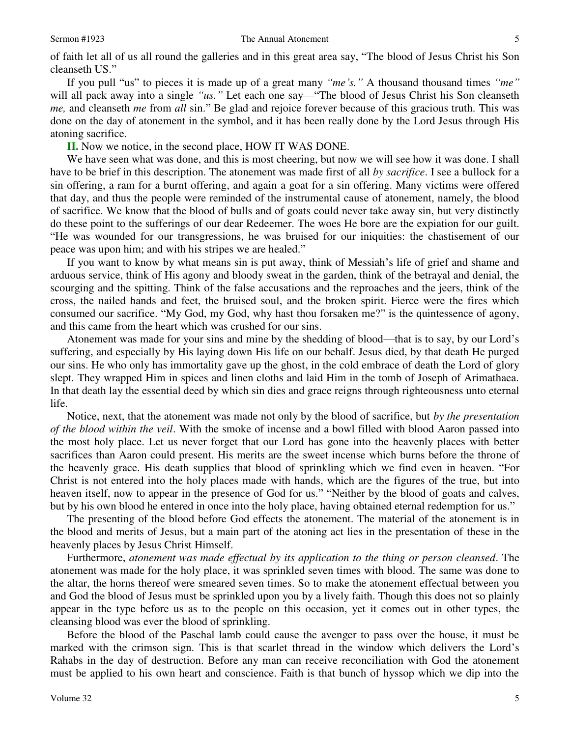of faith let all of us all round the galleries and in this great area say, "The blood of Jesus Christ his Son cleanseth US."

If you pull "us" to pieces it is made up of a great many *"me's."* A thousand thousand times *"me"* will all pack away into a single *"us."* Let each one say—"The blood of Jesus Christ his Son cleanseth *me,* and cleanseth *me* from *all* sin." Be glad and rejoice forever because of this gracious truth. This was done on the day of atonement in the symbol, and it has been really done by the Lord Jesus through His atoning sacrifice.

**II.** Now we notice, in the second place, HOW IT WAS DONE.

We have seen what was done, and this is most cheering, but now we will see how it was done. I shall have to be brief in this description. The atonement was made first of all *by sacrifice*. I see a bullock for a sin offering, a ram for a burnt offering, and again a goat for a sin offering. Many victims were offered that day, and thus the people were reminded of the instrumental cause of atonement, namely, the blood of sacrifice. We know that the blood of bulls and of goats could never take away sin, but very distinctly do these point to the sufferings of our dear Redeemer. The woes He bore are the expiation for our guilt. "He was wounded for our transgressions, he was bruised for our iniquities: the chastisement of our peace was upon him; and with his stripes we are healed."

If you want to know by what means sin is put away, think of Messiah's life of grief and shame and arduous service, think of His agony and bloody sweat in the garden, think of the betrayal and denial, the scourging and the spitting. Think of the false accusations and the reproaches and the jeers, think of the cross, the nailed hands and feet, the bruised soul, and the broken spirit. Fierce were the fires which consumed our sacrifice. "My God, my God, why hast thou forsaken me?" is the quintessence of agony, and this came from the heart which was crushed for our sins.

Atonement was made for your sins and mine by the shedding of blood—that is to say, by our Lord's suffering, and especially by His laying down His life on our behalf. Jesus died, by that death He purged our sins. He who only has immortality gave up the ghost, in the cold embrace of death the Lord of glory slept. They wrapped Him in spices and linen cloths and laid Him in the tomb of Joseph of Arimathaea. In that death lay the essential deed by which sin dies and grace reigns through righteousness unto eternal life.

Notice, next, that the atonement was made not only by the blood of sacrifice, but *by the presentation of the blood within the veil*. With the smoke of incense and a bowl filled with blood Aaron passed into the most holy place. Let us never forget that our Lord has gone into the heavenly places with better sacrifices than Aaron could present. His merits are the sweet incense which burns before the throne of the heavenly grace. His death supplies that blood of sprinkling which we find even in heaven. "For Christ is not entered into the holy places made with hands, which are the figures of the true, but into heaven itself, now to appear in the presence of God for us." "Neither by the blood of goats and calves, but by his own blood he entered in once into the holy place, having obtained eternal redemption for us."

The presenting of the blood before God effects the atonement. The material of the atonement is in the blood and merits of Jesus, but a main part of the atoning act lies in the presentation of these in the heavenly places by Jesus Christ Himself.

Furthermore, *atonement was made effectual by its application to the thing or person cleansed*. The atonement was made for the holy place, it was sprinkled seven times with blood. The same was done to the altar, the horns thereof were smeared seven times. So to make the atonement effectual between you and God the blood of Jesus must be sprinkled upon you by a lively faith. Though this does not so plainly appear in the type before us as to the people on this occasion, yet it comes out in other types, the cleansing blood was ever the blood of sprinkling.

Before the blood of the Paschal lamb could cause the avenger to pass over the house, it must be marked with the crimson sign. This is that scarlet thread in the window which delivers the Lord's Rahabs in the day of destruction. Before any man can receive reconciliation with God the atonement must be applied to his own heart and conscience. Faith is that bunch of hyssop which we dip into the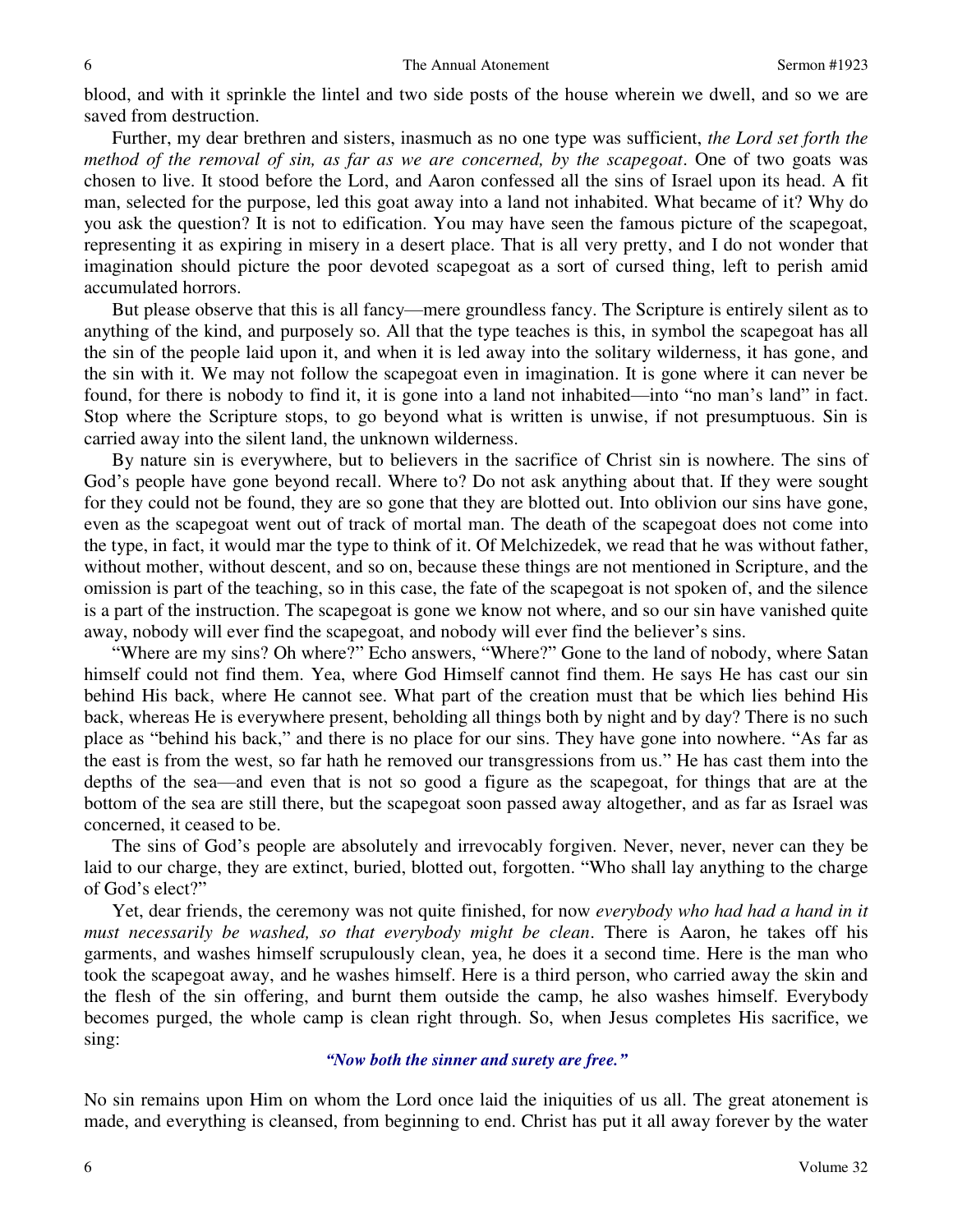blood, and with it sprinkle the lintel and two side posts of the house wherein we dwell, and so we are saved from destruction.

Further, my dear brethren and sisters, inasmuch as no one type was sufficient, *the Lord set forth the method of the removal of sin, as far as we are concerned, by the scapegoat*. One of two goats was chosen to live. It stood before the Lord, and Aaron confessed all the sins of Israel upon its head. A fit man, selected for the purpose, led this goat away into a land not inhabited. What became of it? Why do you ask the question? It is not to edification. You may have seen the famous picture of the scapegoat, representing it as expiring in misery in a desert place. That is all very pretty, and I do not wonder that imagination should picture the poor devoted scapegoat as a sort of cursed thing, left to perish amid accumulated horrors.

But please observe that this is all fancy—mere groundless fancy. The Scripture is entirely silent as to anything of the kind, and purposely so. All that the type teaches is this, in symbol the scapegoat has all the sin of the people laid upon it, and when it is led away into the solitary wilderness, it has gone, and the sin with it. We may not follow the scapegoat even in imagination. It is gone where it can never be found, for there is nobody to find it, it is gone into a land not inhabited—into "no man's land" in fact. Stop where the Scripture stops, to go beyond what is written is unwise, if not presumptuous. Sin is carried away into the silent land, the unknown wilderness.

By nature sin is everywhere, but to believers in the sacrifice of Christ sin is nowhere. The sins of God's people have gone beyond recall. Where to? Do not ask anything about that. If they were sought for they could not be found, they are so gone that they are blotted out. Into oblivion our sins have gone, even as the scapegoat went out of track of mortal man. The death of the scapegoat does not come into the type, in fact, it would mar the type to think of it. Of Melchizedek, we read that he was without father, without mother, without descent, and so on, because these things are not mentioned in Scripture, and the omission is part of the teaching, so in this case, the fate of the scapegoat is not spoken of, and the silence is a part of the instruction. The scapegoat is gone we know not where, and so our sin have vanished quite away, nobody will ever find the scapegoat, and nobody will ever find the believer's sins.

"Where are my sins? Oh where?" Echo answers, "Where?" Gone to the land of nobody, where Satan himself could not find them. Yea, where God Himself cannot find them. He says He has cast our sin behind His back, where He cannot see. What part of the creation must that be which lies behind His back, whereas He is everywhere present, beholding all things both by night and by day? There is no such place as "behind his back," and there is no place for our sins. They have gone into nowhere. "As far as the east is from the west, so far hath he removed our transgressions from us." He has cast them into the depths of the sea—and even that is not so good a figure as the scapegoat, for things that are at the bottom of the sea are still there, but the scapegoat soon passed away altogether, and as far as Israel was concerned, it ceased to be.

The sins of God's people are absolutely and irrevocably forgiven. Never, never, never can they be laid to our charge, they are extinct, buried, blotted out, forgotten. "Who shall lay anything to the charge of God's elect?"

Yet, dear friends, the ceremony was not quite finished, for now *everybody who had had a hand in it must necessarily be washed, so that everybody might be clean*. There is Aaron, he takes off his garments, and washes himself scrupulously clean, yea, he does it a second time. Here is the man who took the scapegoat away, and he washes himself. Here is a third person, who carried away the skin and the flesh of the sin offering, and burnt them outside the camp, he also washes himself. Everybody becomes purged, the whole camp is clean right through. So, when Jesus completes His sacrifice, we sing:

*"Now both the sinner and surety are free."*

No sin remains upon Him on whom the Lord once laid the iniquities of us all. The great atonement is made, and everything is cleansed, from beginning to end. Christ has put it all away forever by the water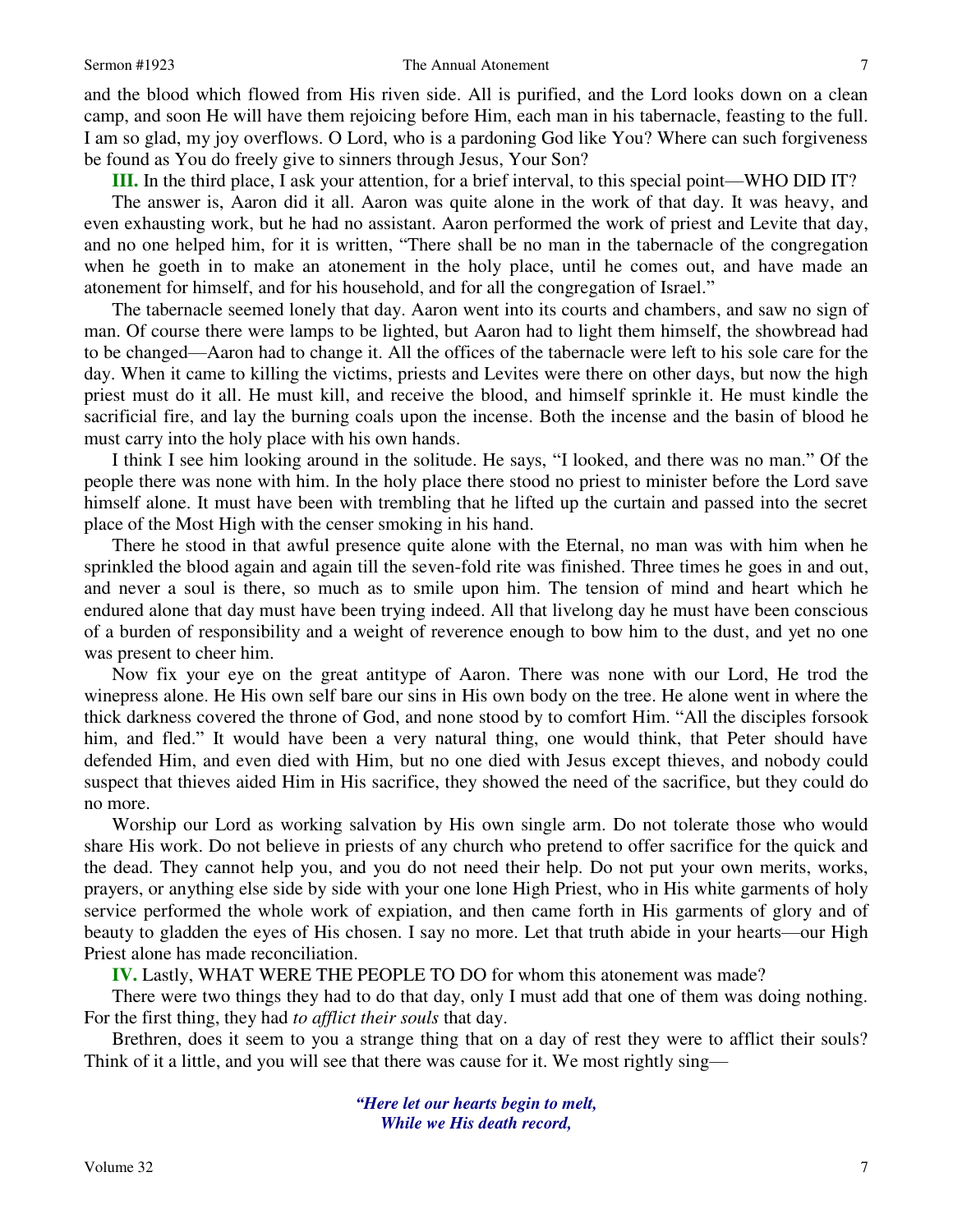and the blood which flowed from His riven side. All is purified, and the Lord looks down on a clean camp, and soon He will have them rejoicing before Him, each man in his tabernacle, feasting to the full. I am so glad, my joy overflows. O Lord, who is a pardoning God like You? Where can such forgiveness be found as You do freely give to sinners through Jesus, Your Son?

**III.** In the third place, I ask your attention, for a brief interval, to this special point—WHO DID IT?

The answer is, Aaron did it all. Aaron was quite alone in the work of that day. It was heavy, and even exhausting work, but he had no assistant. Aaron performed the work of priest and Levite that day, and no one helped him, for it is written, "There shall be no man in the tabernacle of the congregation when he goeth in to make an atonement in the holy place, until he comes out, and have made an atonement for himself, and for his household, and for all the congregation of Israel."

The tabernacle seemed lonely that day. Aaron went into its courts and chambers, and saw no sign of man. Of course there were lamps to be lighted, but Aaron had to light them himself, the showbread had to be changed—Aaron had to change it. All the offices of the tabernacle were left to his sole care for the day. When it came to killing the victims, priests and Levites were there on other days, but now the high priest must do it all. He must kill, and receive the blood, and himself sprinkle it. He must kindle the sacrificial fire, and lay the burning coals upon the incense. Both the incense and the basin of blood he must carry into the holy place with his own hands.

I think I see him looking around in the solitude. He says, "I looked, and there was no man." Of the people there was none with him. In the holy place there stood no priest to minister before the Lord save himself alone. It must have been with trembling that he lifted up the curtain and passed into the secret place of the Most High with the censer smoking in his hand.

There he stood in that awful presence quite alone with the Eternal, no man was with him when he sprinkled the blood again and again till the seven-fold rite was finished. Three times he goes in and out, and never a soul is there, so much as to smile upon him. The tension of mind and heart which he endured alone that day must have been trying indeed. All that livelong day he must have been conscious of a burden of responsibility and a weight of reverence enough to bow him to the dust, and yet no one was present to cheer him.

Now fix your eye on the great antitype of Aaron. There was none with our Lord, He trod the winepress alone. He His own self bare our sins in His own body on the tree. He alone went in where the thick darkness covered the throne of God, and none stood by to comfort Him. "All the disciples forsook him, and fled." It would have been a very natural thing, one would think, that Peter should have defended Him, and even died with Him, but no one died with Jesus except thieves, and nobody could suspect that thieves aided Him in His sacrifice, they showed the need of the sacrifice, but they could do no more.

Worship our Lord as working salvation by His own single arm. Do not tolerate those who would share His work. Do not believe in priests of any church who pretend to offer sacrifice for the quick and the dead. They cannot help you, and you do not need their help. Do not put your own merits, works, prayers, or anything else side by side with your one lone High Priest, who in His white garments of holy service performed the whole work of expiation, and then came forth in His garments of glory and of beauty to gladden the eyes of His chosen. I say no more. Let that truth abide in your hearts—our High Priest alone has made reconciliation.

**IV.** Lastly, WHAT WERE THE PEOPLE TO DO for whom this atonement was made?

There were two things they had to do that day, only I must add that one of them was doing nothing. For the first thing, they had *to afflict their souls* that day.

Brethren, does it seem to you a strange thing that on a day of rest they were to afflict their souls? Think of it a little, and you will see that there was cause for it. We most rightly sing—

> *"Here let our hearts begin to melt,*
> *While we His death record,*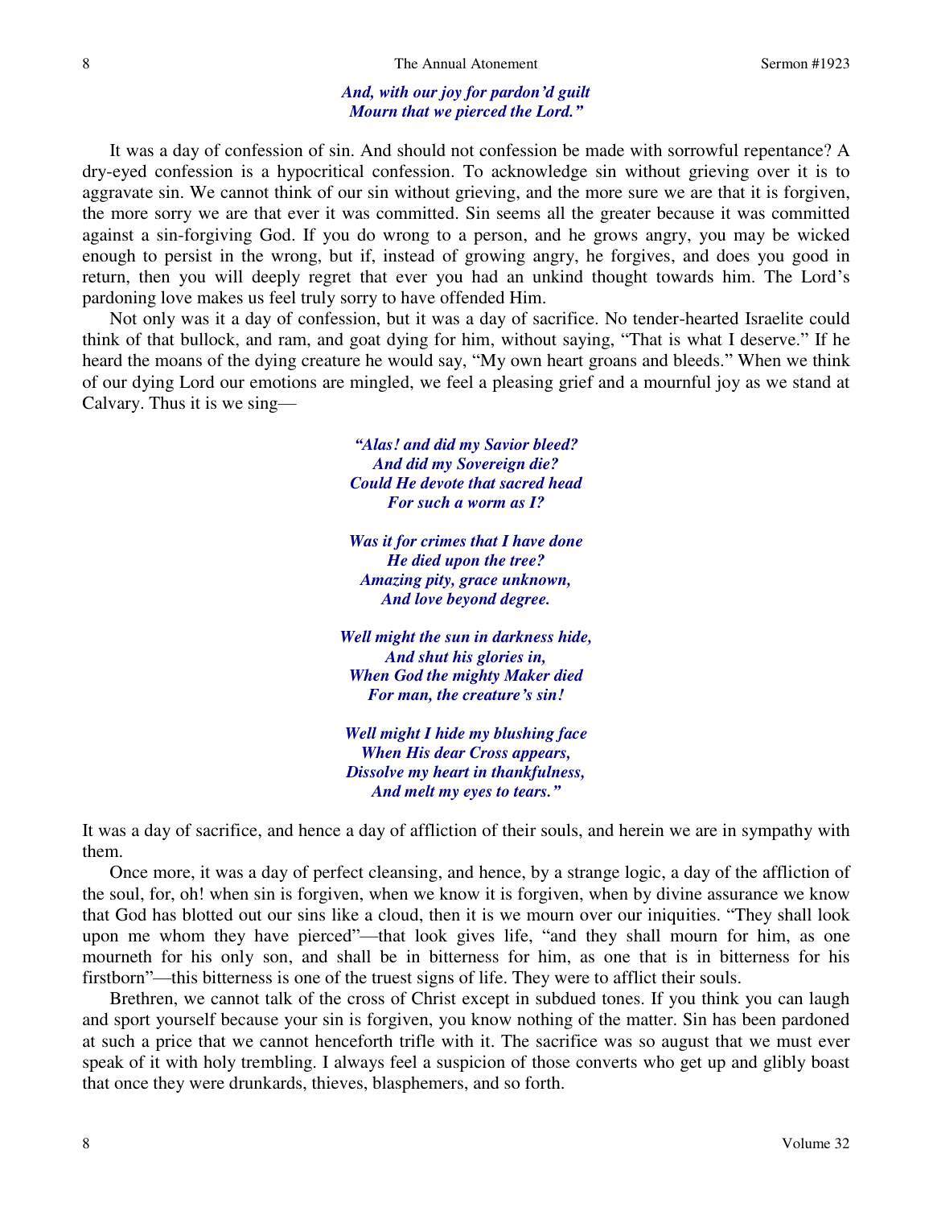*And, with our joy for pardon'd guilt*
*Mourn that we pierced the Lord."*

It was a day of confession of sin. And should not confession be made with sorrowful repentance? A dry-eyed confession is a hypocritical confession. To acknowledge sin without grieving over it is to aggravate sin. We cannot think of our sin without grieving, and the more sure we are that it is forgiven, the more sorry we are that ever it was committed. Sin seems all the greater because it was committed against a sin-forgiving God. If you do wrong to a person, and he grows angry, you may be wicked enough to persist in the wrong, but if, instead of growing angry, he forgives, and does you good in return, then you will deeply regret that ever you had an unkind thought towards him. The Lord's pardoning love makes us feel truly sorry to have offended Him.

Not only was it a day of confession, but it was a day of sacrifice. No tender-hearted Israelite could think of that bullock, and ram, and goat dying for him, without saying, "That is what I deserve." If he heard the moans of the dying creature he would say, "My own heart groans and bleeds." When we think of our dying Lord our emotions are mingled, we feel a pleasing grief and a mournful joy as we stand at Calvary. Thus it is we sing—

*"Alas! and did my Savior bleed?*
*And did my Sovereign die?*
*Could He devote that sacred head*
*For such a worm as I?*

*Was it for crimes that I have done*
*He died upon the tree?*
*Amazing pity, grace unknown,*
*And love beyond degree.*

*Well might the sun in darkness hide,*
*And shut his glories in,*
*When God the mighty Maker died*
*For man, the creature's sin!*

*Well might I hide my blushing face*
*When His dear Cross appears,*
*Dissolve my heart in thankfulness,*
*And melt my eyes to tears."*

It was a day of sacrifice, and hence a day of affliction of their souls, and herein we are in sympathy with them.

Once more, it was a day of perfect cleansing, and hence, by a strange logic, a day of the affliction of the soul, for, oh! when sin is forgiven, when we know it is forgiven, when by divine assurance we know that God has blotted out our sins like a cloud, then it is we mourn over our iniquities. "They shall look upon me whom they have pierced"—that look gives life, "and they shall mourn for him, as one mourneth for his only son, and shall be in bitterness for him, as one that is in bitterness for his firstborn"—this bitterness is one of the truest signs of life. They were to afflict their souls.

Brethren, we cannot talk of the cross of Christ except in subdued tones. If you think you can laugh and sport yourself because your sin is forgiven, you know nothing of the matter. Sin has been pardoned at such a price that we cannot henceforth trifle with it. The sacrifice was so august that we must ever speak of it with holy trembling. I always feel a suspicion of those converts who get up and glibly boast that once they were drunkards, thieves, blasphemers, and so forth.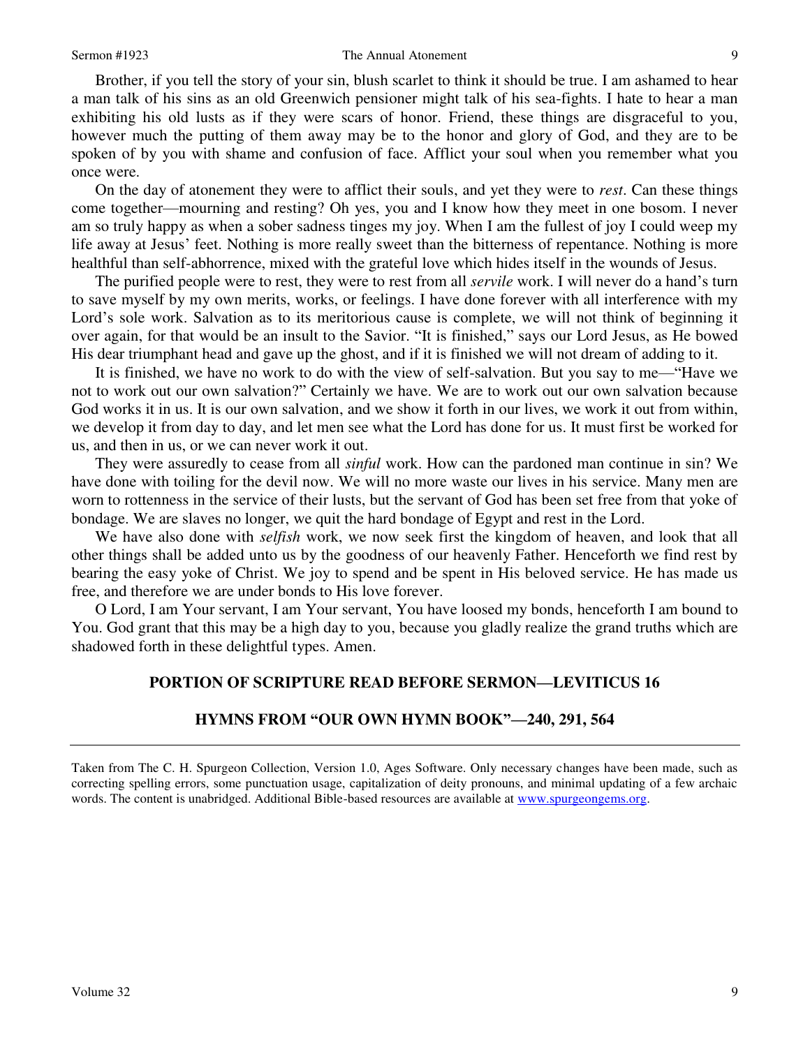Brother, if you tell the story of your sin, blush scarlet to think it should be true. I am ashamed to hear a man talk of his sins as an old Greenwich pensioner might talk of his sea-fights. I hate to hear a man exhibiting his old lusts as if they were scars of honor. Friend, these things are disgraceful to you, however much the putting of them away may be to the honor and glory of God, and they are to be spoken of by you with shame and confusion of face. Afflict your soul when you remember what you once were.

On the day of atonement they were to afflict their souls, and yet they were to *rest*. Can these things come together—mourning and resting? Oh yes, you and I know how they meet in one bosom. I never am so truly happy as when a sober sadness tinges my joy. When I am the fullest of joy I could weep my life away at Jesus' feet. Nothing is more really sweet than the bitterness of repentance. Nothing is more healthful than self-abhorrence, mixed with the grateful love which hides itself in the wounds of Jesus.

The purified people were to rest, they were to rest from all *servile* work. I will never do a hand's turn to save myself by my own merits, works, or feelings. I have done forever with all interference with my Lord's sole work. Salvation as to its meritorious cause is complete, we will not think of beginning it over again, for that would be an insult to the Savior. "It is finished," says our Lord Jesus, as He bowed His dear triumphant head and gave up the ghost, and if it is finished we will not dream of adding to it.

It is finished, we have no work to do with the view of self-salvation. But you say to me—"Have we not to work out our own salvation?" Certainly we have. We are to work out our own salvation because God works it in us. It is our own salvation, and we show it forth in our lives, we work it out from within, we develop it from day to day, and let men see what the Lord has done for us. It must first be worked for us, and then in us, or we can never work it out.

They were assuredly to cease from all *sinful* work. How can the pardoned man continue in sin? We have done with toiling for the devil now. We will no more waste our lives in his service. Many men are worn to rottenness in the service of their lusts, but the servant of God has been set free from that yoke of bondage. We are slaves no longer, we quit the hard bondage of Egypt and rest in the Lord.

We have also done with *selfish* work, we now seek first the kingdom of heaven, and look that all other things shall be added unto us by the goodness of our heavenly Father. Henceforth we find rest by bearing the easy yoke of Christ. We joy to spend and be spent in His beloved service. He has made us free, and therefore we are under bonds to His love forever.

O Lord, I am Your servant, I am Your servant, You have loosed my bonds, henceforth I am bound to You. God grant that this may be a high day to you, because you gladly realize the grand truths which are shadowed forth in these delightful types. Amen.

## PORTION OF SCRIPTURE READ BEFORE SERMON—LEVITICUS 16

## HYMNS FROM "OUR OWN HYMN BOOK"—240, 291, 564

---

Taken from The C. H. Spurgeon Collection, Version 1.0, Ages Software. Only necessary changes have been made, such as correcting spelling errors, some punctuation usage, capitalization of deity pronouns, and minimal updating of a few archaic words. The content is unabridged. Additional Bible-based resources are available at www.spurgeongems.org.